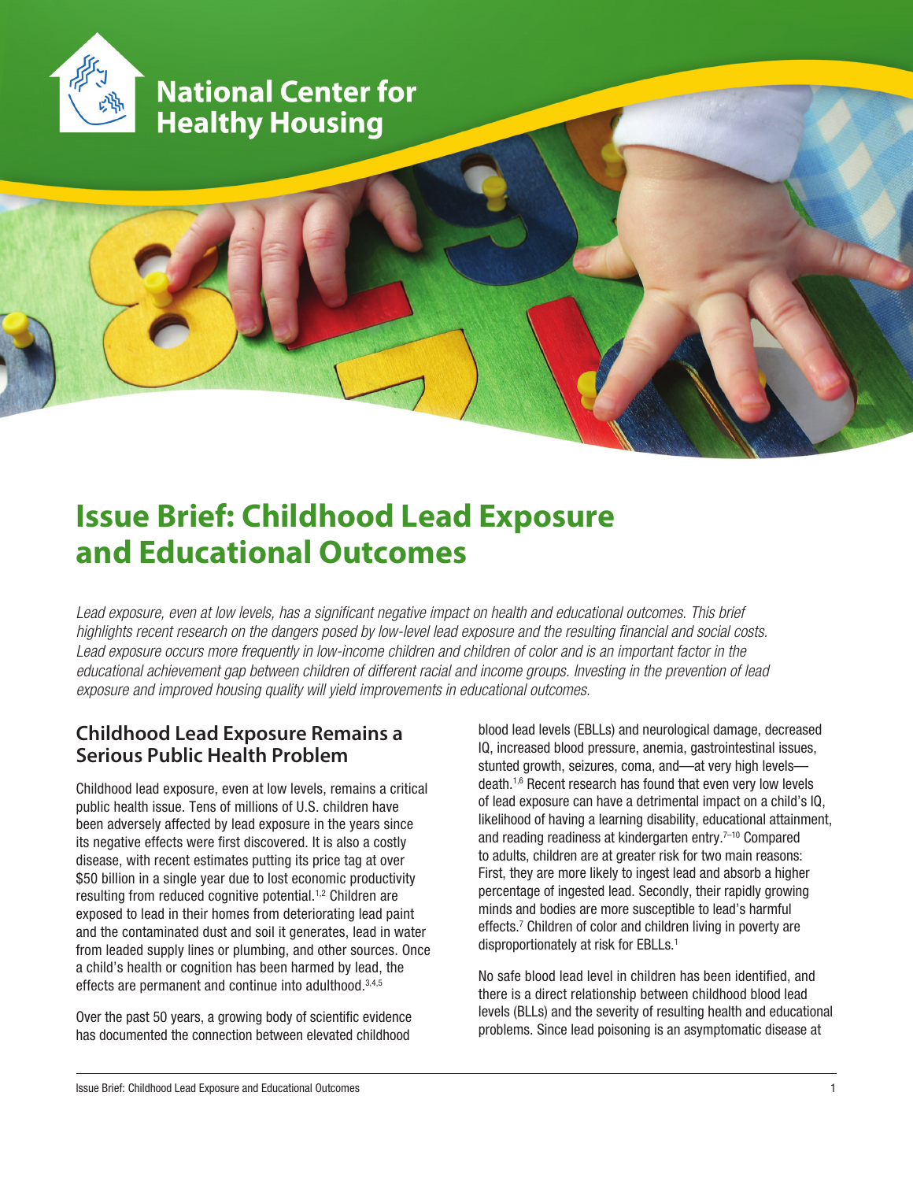National Center for Healthy Housing

# Issue Brief: Childhood Lead Exposure and Educational Outcomes

*Lead exposure, even at low levels, has a significant negative impact on health and educational outcomes. This brief highlights recent research on the dangers posed by low-level lead exposure and the resulting financial and social costs. Lead exposure occurs more frequently in low-income children and children of color and is an important factor in the educational achievement gap between children of different racial and income groups. Investing in the prevention of lead exposure and improved housing quality will yield improvements in educational outcomes.*

## Childhood Lead Exposure Remains a Serious Public Health Problem

Childhood lead exposure, even at low levels, remains a critical public health issue. Tens of millions of U.S. children have been adversely affected by lead exposure in the years since its negative effects were first discovered. It is also a costly disease, with recent estimates putting its price tag at over $50 billion in a single year due to lost economic productivity resulting from reduced cognitive potential.[1,2] Children are exposed to lead in their homes from deteriorating lead paint and the contaminated dust and soil it generates, lead in water from leaded supply lines or plumbing, and other sources. Once a child's health or cognition has been harmed by lead, the effects are permanent and continue into adulthood.[3,4,5]

Over the past 50 years, a growing body of scientific evidence has documented the connection between elevated childhood blood lead levels (EBLLs) and neurological damage, decreased IQ, increased blood pressure, anemia, gastrointestinal issues, stunted growth, seizures, coma, and—at very high levels—death.[1,6] Recent research has found that even very low levels of lead exposure can have a detrimental impact on a child's IQ, likelihood of having a learning disability, educational attainment, and reading readiness at kindergarten entry.[7–10] Compared to adults, children are at greater risk for two main reasons: First, they are more likely to ingest lead and absorb a higher percentage of ingested lead. Secondly, their rapidly growing minds and bodies are more susceptible to lead's harmful effects.[7] Children of color and children living in poverty are disproportionately at risk for EBLLs.[1]

No safe blood lead level in children has been identified, and there is a direct relationship between childhood blood lead levels (BLLs) and the severity of resulting health and educational problems. Since lead poisoning is an asymptomatic disease at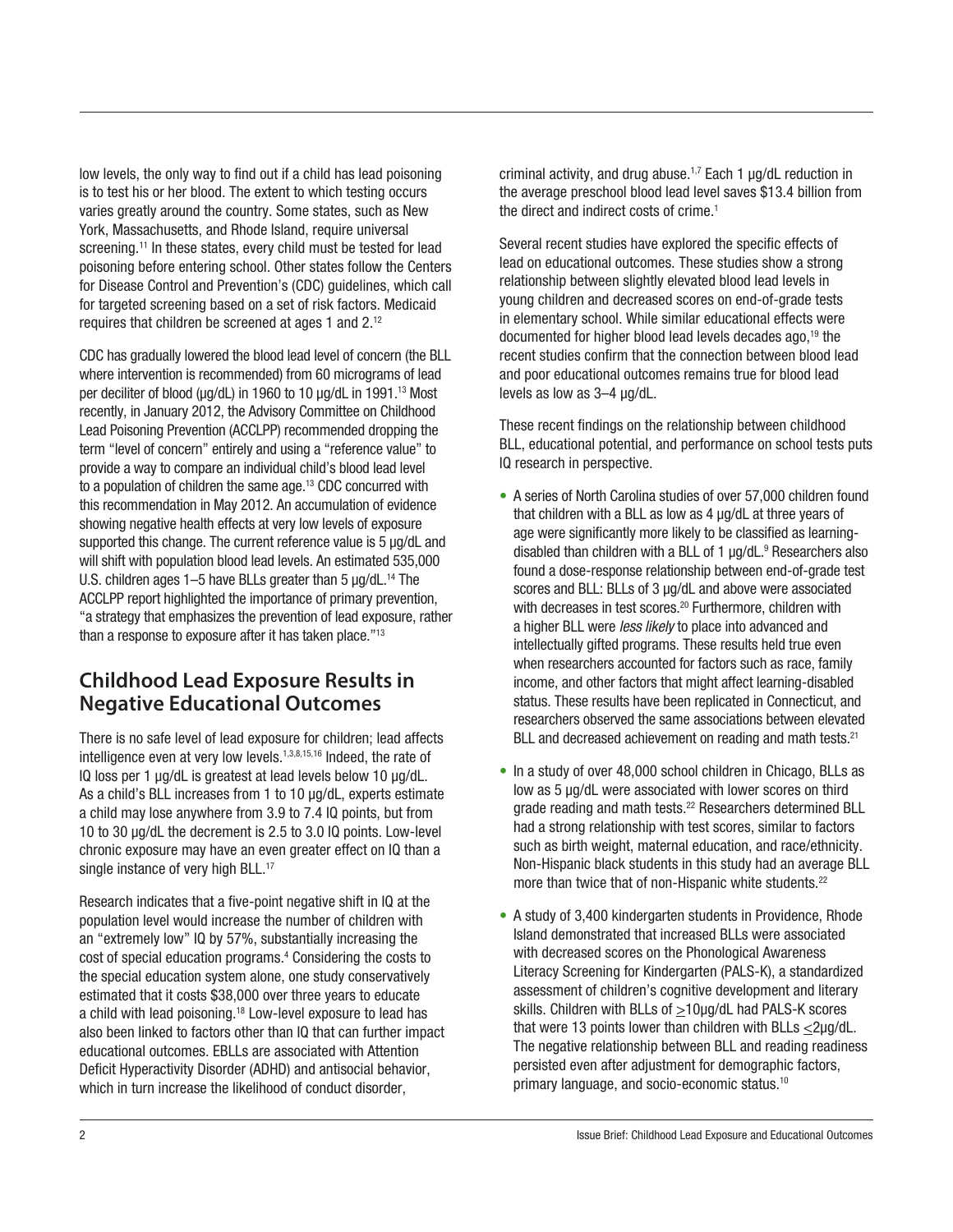low levels, the only way to find out if a child has lead poisoning is to test his or her blood. The extent to which testing occurs varies greatly around the country. Some states, such as New York, Massachusetts, and Rhode Island, require universal screening.[11] In these states, every child must be tested for lead poisoning before entering school. Other states follow the Centers for Disease Control and Prevention's (CDC) guidelines, which call for targeted screening based on a set of risk factors. Medicaid requires that children be screened at ages 1 and 2.[12]

CDC has gradually lowered the blood lead level of concern (the BLL where intervention is recommended) from 60 micrograms of lead per deciliter of blood (µg/dL) in 1960 to 10 µg/dL in 1991.[13] Most recently, in January 2012, the Advisory Committee on Childhood Lead Poisoning Prevention (ACCLPP) recommended dropping the term "level of concern" entirely and using a "reference value" to provide a way to compare an individual child's blood lead level to a population of children the same age.[13] CDC concurred with this recommendation in May 2012. An accumulation of evidence showing negative health effects at very low levels of exposure supported this change. The current reference value is 5 µg/dL and will shift with population blood lead levels. An estimated 535,000 U.S. children ages 1–5 have BLLs greater than 5 µg/dL.[14] The ACCLPP report highlighted the importance of primary prevention, "a strategy that emphasizes the prevention of lead exposure, rather than a response to exposure after it has taken place."[13]

## Childhood Lead Exposure Results in Negative Educational Outcomes

There is no safe level of lead exposure for children; lead affects intelligence even at very low levels.[1,3,8,15,16] Indeed, the rate of IQ loss per 1 µg/dL is greatest at lead levels below 10 µg/dL. As a child's BLL increases from 1 to 10 µg/dL, experts estimate a child may lose anywhere from 3.9 to 7.4 IQ points, but from 10 to 30 µg/dL the decrement is 2.5 to 3.0 IQ points. Low-level chronic exposure may have an even greater effect on IQ than a single instance of very high BLL.[17]

Research indicates that a five-point negative shift in IQ at the population level would increase the number of children with an "extremely low" IQ by 57%, substantially increasing the cost of special education programs.[4] Considering the costs to the special education system alone, one study conservatively estimated that it costs $38,000 over three years to educate a child with lead poisoning.[18] Low-level exposure to lead has also been linked to factors other than IQ that can further impact educational outcomes. EBLLs are associated with Attention Deficit Hyperactivity Disorder (ADHD) and antisocial behavior, which in turn increase the likelihood of conduct disorder, criminal activity, and drug abuse.[1,7] Each 1 µg/dL reduction in the average preschool blood lead level saves $13.4 billion from the direct and indirect costs of crime.[1]

Several recent studies have explored the specific effects of lead on educational outcomes. These studies show a strong relationship between slightly elevated blood lead levels in young children and decreased scores on end-of-grade tests in elementary school. While similar educational effects were documented for higher blood lead levels decades ago,[19] the recent studies confirm that the connection between blood lead and poor educational outcomes remains true for blood lead levels as low as 3–4 µg/dL.

These recent findings on the relationship between childhood BLL, educational potential, and performance on school tests puts IQ research in perspective.

- A series of North Carolina studies of over 57,000 children found that children with a BLL as low as 4 µg/dL at three years of age were significantly more likely to be classified as learning-disabled than children with a BLL of 1 µg/dL.[9] Researchers also found a dose-response relationship between end-of-grade test scores and BLL: BLLs of 3 µg/dL and above were associated with decreases in test scores.[20] Furthermore, children with a higher BLL were *less likely* to place into advanced and intellectually gifted programs. These results held true even when researchers accounted for factors such as race, family income, and other factors that might affect learning-disabled status. These results have been replicated in Connecticut, and researchers observed the same associations between elevated BLL and decreased achievement on reading and math tests.[21]
- In a study of over 48,000 school children in Chicago, BLLs as low as 5 µg/dL were associated with lower scores on third grade reading and math tests.[22] Researchers determined BLL had a strong relationship with test scores, similar to factors such as birth weight, maternal education, and race/ethnicity. Non-Hispanic black students in this study had an average BLL more than twice that of non-Hispanic white students.[22]
- A study of 3,400 kindergarten students in Providence, Rhode Island demonstrated that increased BLLs were associated with decreased scores on the Phonological Awareness Literacy Screening for Kindergarten (PALS-K), a standardized assessment of children's cognitive development and literary skills. Children with BLLs of $\geq$10µg/dL had PALS-K scores that were 13 points lower than children with BLLs $\leq$2µg/dL. The negative relationship between BLL and reading readiness persisted even after adjustment for demographic factors, primary language, and socio-economic status.[10]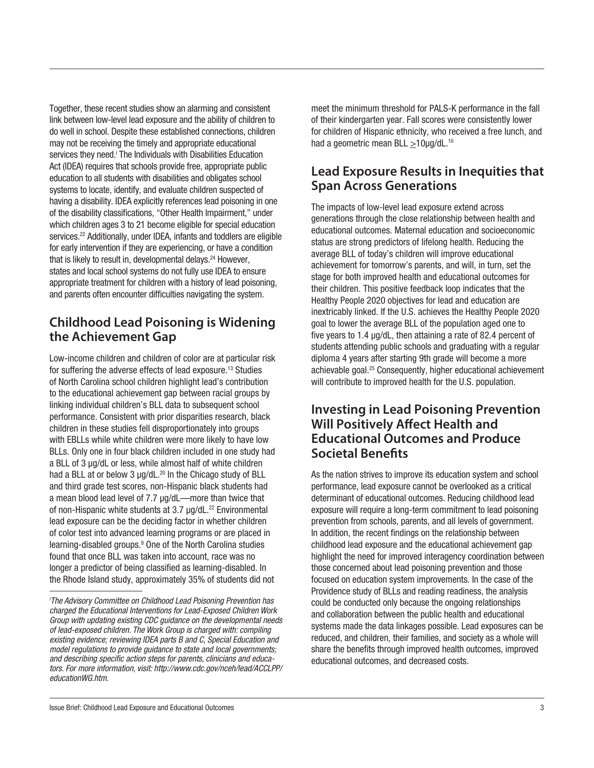Together, these recent studies show an alarming and consistent link between low-level lead exposure and the ability of children to do well in school. Despite these established connections, children may not be receiving the timely and appropriate educational services they need.[i] The Individuals with Disabilities Education Act (IDEA) requires that schools provide free, appropriate public education to all students with disabilities and obligates school systems to locate, identify, and evaluate children suspected of having a disability. IDEA explicitly references lead poisoning in one of the disability classifications, "Other Health Impairment," under which children ages 3 to 21 become eligible for special education services.[22] Additionally, under IDEA, infants and toddlers are eligible for early intervention if they are experiencing, or have a condition that is likely to result in, developmental delays.[24] However, states and local school systems do not fully use IDEA to ensure appropriate treatment for children with a history of lead poisoning, and parents often encounter difficulties navigating the system.

## Childhood Lead Poisoning is Widening the Achievement Gap

Low-income children and children of color are at particular risk for suffering the adverse effects of lead exposure.[13] Studies of North Carolina school children highlight lead's contribution to the educational achievement gap between racial groups by linking individual children's BLL data to subsequent school performance. Consistent with prior disparities research, black children in these studies fell disproportionately into groups with EBLLs while white children were more likely to have low BLLs. Only one in four black children included in one study had a BLL of 3 µg/dL or less, while almost half of white children had a BLL at or below 3 µg/dL.[20] In the Chicago study of BLL and third grade test scores, non-Hispanic black students had a mean blood lead level of 7.7 µg/dL—more than twice that of non-Hispanic white students at 3.7 µg/dL.[22] Environmental lead exposure can be the deciding factor in whether children of color test into advanced learning programs or are placed in learning-disabled groups.[9] One of the North Carolina studies found that once BLL was taken into account, race was no longer a predictor of being classified as learning-disabled. In the Rhode Island study, approximately 35% of students did not meet the minimum threshold for PALS-K performance in the fall of their kindergarten year. Fall scores were consistently lower for children of Hispanic ethnicity, who received a free lunch, and had a geometric mean BLL $\geq$10µg/dL.[10]

## Lead Exposure Results in Inequities that Span Across Generations

The impacts of low-level lead exposure extend across generations through the close relationship between health and educational outcomes. Maternal education and socioeconomic status are strong predictors of lifelong health. Reducing the average BLL of today's children will improve educational achievement for tomorrow's parents, and will, in turn, set the stage for both improved health and educational outcomes for their children. This positive feedback loop indicates that the Healthy People 2020 objectives for lead and education are inextricably linked. If the U.S. achieves the Healthy People 2020 goal to lower the average BLL of the population aged one to five years to 1.4 µg/dL, then attaining a rate of 82.4 percent of students attending public schools and graduating with a regular diploma 4 years after starting 9th grade will become a more achievable goal.[25] Consequently, higher educational achievement will contribute to improved health for the U.S. population.

## Investing in Lead Poisoning Prevention Will Positively Affect Health and Educational Outcomes and Produce Societal Benefits

As the nation strives to improve its education system and school performance, lead exposure cannot be overlooked as a critical determinant of educational outcomes. Reducing childhood lead exposure will require a long-term commitment to lead poisoning prevention from schools, parents, and all levels of government. In addition, the recent findings on the relationship between childhood lead exposure and the educational achievement gap highlight the need for improved interagency coordination between those concerned about lead poisoning prevention and those focused on education system improvements. In the case of the Providence study of BLLs and reading readiness, the analysis could be conducted only because the ongoing relationships and collaboration between the public health and educational systems made the data linkages possible. Lead exposures can be reduced, and children, their families, and society as a whole will share the benefits through improved health outcomes, improved educational outcomes, and decreased costs.

---

[i] *The Advisory Committee on Childhood Lead Poisoning Prevention has charged the Educational Interventions for Lead-Exposed Children Work Group with updating existing CDC guidance on the developmental needs of lead-exposed children. The Work Group is charged with: compiling existing evidence; reviewing IDEA parts B and C, Special Education and model regulations to provide guidance to state and local governments; and describing specific action steps for parents, clinicians and educators. For more information, visit: http://www.cdc.gov/nceh/lead/ACCLPP/educationWG.htm.*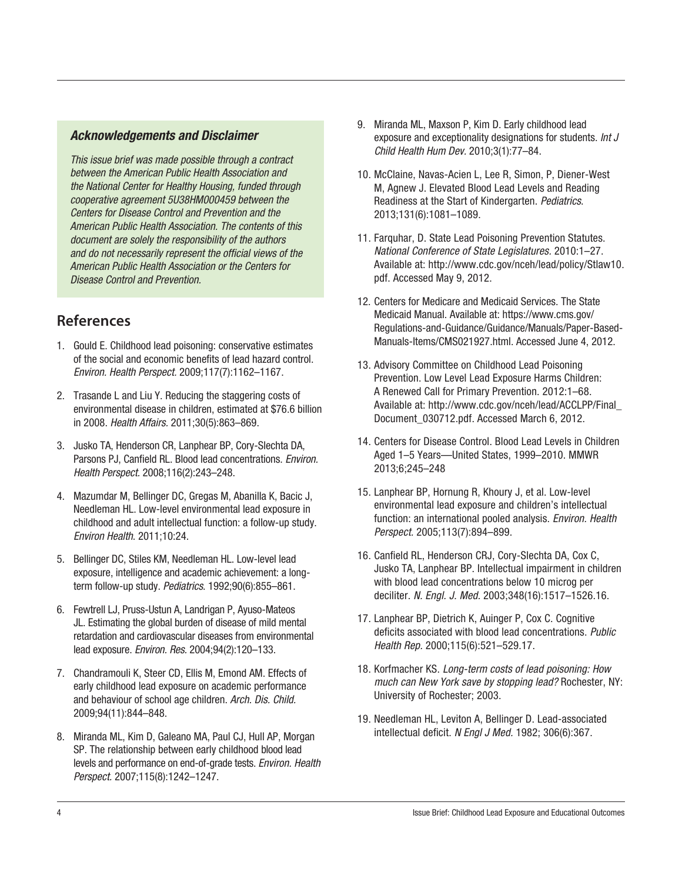### *Acknowledgements and Disclaimer*

*This issue brief was made possible through a contract between the American Public Health Association and the National Center for Healthy Housing, funded through cooperative agreement 5U38HM000459 between the Centers for Disease Control and Prevention and the American Public Health Association. The contents of this document are solely the responsibility of the authors and do not necessarily represent the official views of the American Public Health Association or the Centers for Disease Control and Prevention.*

## References

1. Gould E. Childhood lead poisoning: conservative estimates of the social and economic benefits of lead hazard control. *Environ. Health Perspect.* 2009;117(7):1162–1167.
2. Trasande L and Liu Y. Reducing the staggering costs of environmental disease in children, estimated at $76.6 billion in 2008. *Health Affairs.* 2011;30(5):863–869.
3. Jusko TA, Henderson CR, Lanphear BP, Cory-Slechta DA, Parsons PJ, Canfield RL. Blood lead concentrations. *Environ. Health Perspect.* 2008;116(2):243–248.
4. Mazumdar M, Bellinger DC, Gregas M, Abanilla K, Bacic J, Needleman HL. Low-level environmental lead exposure in childhood and adult intellectual function: a follow-up study. *Environ Health.* 2011;10:24.
5. Bellinger DC, Stiles KM, Needleman HL. Low-level lead exposure, intelligence and academic achievement: a long-term follow-up study. *Pediatrics.* 1992;90(6):855–861.
6. Fewtrell LJ, Pruss-Ustun A, Landrigan P, Ayuso-Mateos JL. Estimating the global burden of disease of mild mental retardation and cardiovascular diseases from environmental lead exposure. *Environ. Res.* 2004;94(2):120–133.
7. Chandramouli K, Steer CD, Ellis M, Emond AM. Effects of early childhood lead exposure on academic performance and behaviour of school age children. *Arch. Dis. Child.* 2009;94(11):844–848.
8. Miranda ML, Kim D, Galeano MA, Paul CJ, Hull AP, Morgan SP. The relationship between early childhood blood lead levels and performance on end-of-grade tests. *Environ. Health Perspect.* 2007;115(8):1242–1247.
9. Miranda ML, Maxson P, Kim D. Early childhood lead exposure and exceptionality designations for students. *Int J Child Health Hum Dev.* 2010;3(1):77–84.
10. McClaine, Navas-Acien L, Lee R, Simon, P, Diener-West M, Agnew J. Elevated Blood Lead Levels and Reading Readiness at the Start of Kindergarten. *Pediatrics.* 2013;131(6):1081–1089.
11. Farquhar, D. State Lead Poisoning Prevention Statutes. *National Conference of State Legislatures.* 2010:1–27. Available at: http://www.cdc.gov/nceh/lead/policy/Stlaw10.pdf. Accessed May 9, 2012.
12. Centers for Medicare and Medicaid Services. The State Medicaid Manual. Available at: https://www.cms.gov/Regulations-and-Guidance/Guidance/Manuals/Paper-Based-Manuals-Items/CMS021927.html. Accessed June 4, 2012.
13. Advisory Committee on Childhood Lead Poisoning Prevention. Low Level Lead Exposure Harms Children: A Renewed Call for Primary Prevention. 2012:1–68. Available at: http://www.cdc.gov/nceh/lead/ACCLPP/Final_Document_030712.pdf. Accessed March 6, 2012.
14. Centers for Disease Control. Blood Lead Levels in Children Aged 1–5 Years—United States, 1999–2010. MMWR 2013;6;245–248
15. Lanphear BP, Hornung R, Khoury J, et al. Low-level environmental lead exposure and children's intellectual function: an international pooled analysis. *Environ. Health Perspect.* 2005;113(7):894–899.
16. Canfield RL, Henderson CRJ, Cory-Slechta DA, Cox C, Jusko TA, Lanphear BP. Intellectual impairment in children with blood lead concentrations below 10 microg per deciliter. *N. Engl. J. Med.* 2003;348(16):1517–1526.16.
17. Lanphear BP, Dietrich K, Auinger P, Cox C. Cognitive deficits associated with blood lead concentrations. *Public Health Rep.* 2000;115(6):521–529.17.
18. Korfmacher KS. *Long-term costs of lead poisoning: How much can New York save by stopping lead?* Rochester, NY: University of Rochester; 2003.
19. Needleman HL, Leviton A, Bellinger D. Lead-associated intellectual deficit. *N Engl J Med.* 1982; 306(6):367.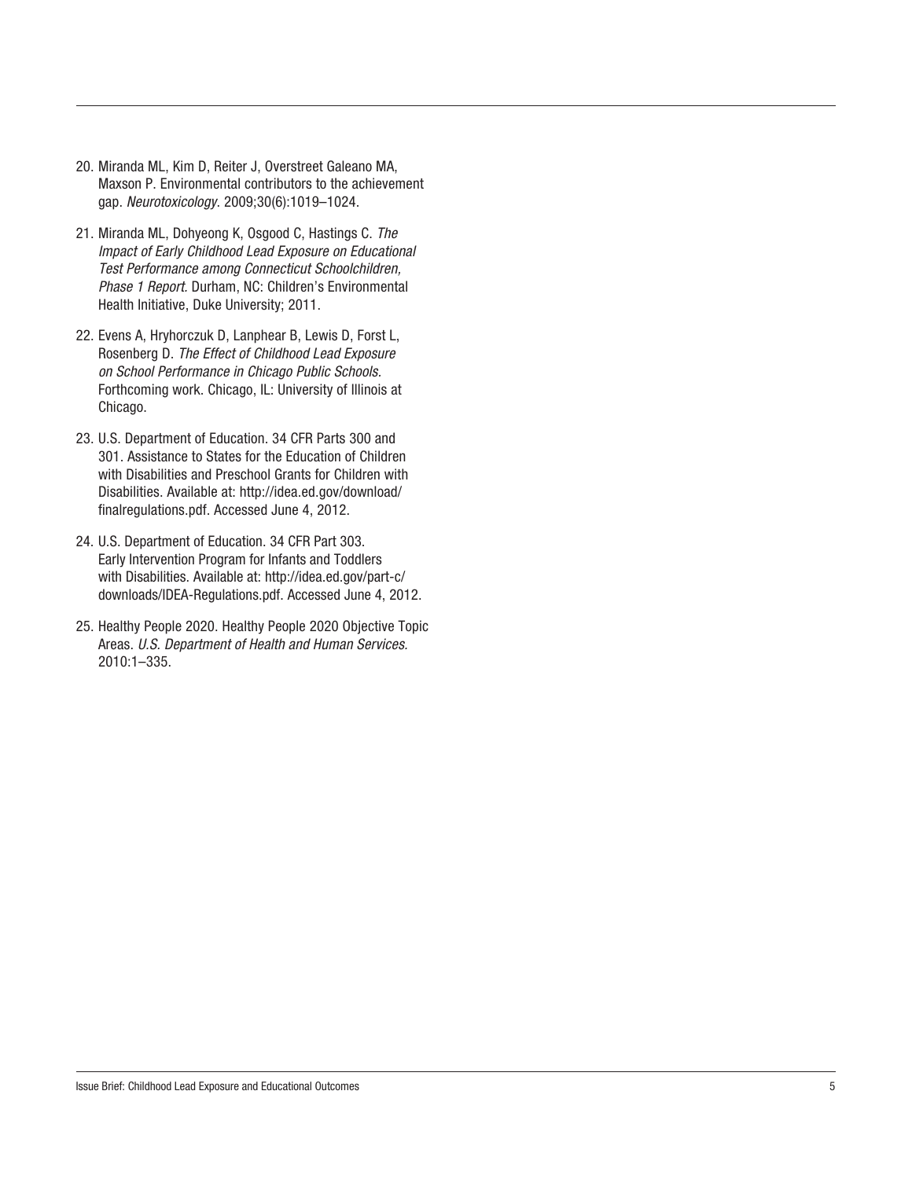20. Miranda ML, Kim D, Reiter J, Overstreet Galeano MA, Maxson P. Environmental contributors to the achievement gap. *Neurotoxicology*. 2009;30(6):1019–1024.

21. Miranda ML, Dohyeong K, Osgood C, Hastings C. *The Impact of Early Childhood Lead Exposure on Educational Test Performance among Connecticut Schoolchildren, Phase 1 Report.* Durham, NC: Children's Environmental Health Initiative, Duke University; 2011.

22. Evens A, Hryhorczuk D, Lanphear B, Lewis D, Forst L, Rosenberg D. *The Effect of Childhood Lead Exposure on School Performance in Chicago Public Schools.* Forthcoming work. Chicago, IL: University of Illinois at Chicago.

23. U.S. Department of Education. 34 CFR Parts 300 and 301. Assistance to States for the Education of Children with Disabilities and Preschool Grants for Children with Disabilities. Available at: http://idea.ed.gov/download/finalregulations.pdf. Accessed June 4, 2012.

24. U.S. Department of Education. 34 CFR Part 303. Early Intervention Program for Infants and Toddlers with Disabilities. Available at: http://idea.ed.gov/part-c/downloads/IDEA-Regulations.pdf. Accessed June 4, 2012.

25. Healthy People 2020. Healthy People 2020 Objective Topic Areas. *U.S. Department of Health and Human Services.* 2010:1–335.